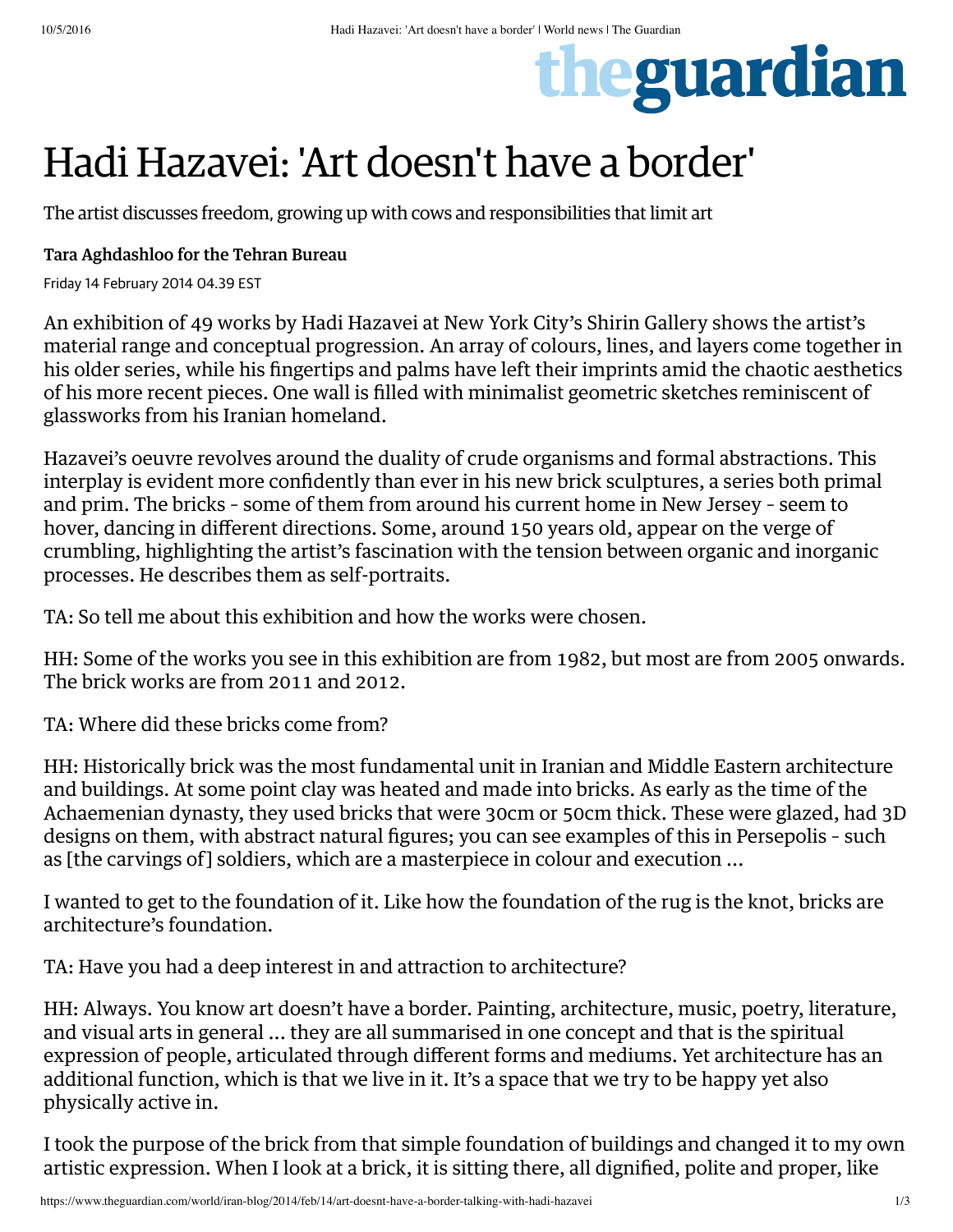# Hadi Hazavei: 'Art doesn't have a border'

The artist discusses freedom, growing up with cows and responsibilities that limit art

**Tara Aghdashloo for the Tehran Bureau**

Friday 14 February 2014 04.39 EST

An exhibition of 49 works by Hadi Hazavei at New York City's Shirin Gallery shows the artist's material range and conceptual progression. An array of colours, lines, and layers come together in his older series, while his fingertips and palms have left their imprints amid the chaotic aesthetics of his more recent pieces. One wall is filled with minimalist geometric sketches reminiscent of glassworks from his Iranian homeland.

Hazavei's oeuvre revolves around the duality of crude organisms and formal abstractions. This interplay is evident more confidently than ever in his new brick sculptures, a series both primal and prim. The bricks - some of them from around his current home in New Jersey - seem to hover, dancing in different directions. Some, around 150 years old, appear on the verge of crumbling, highlighting the artist's fascination with the tension between organic and inorganic processes. He describes them as self-portraits.

TA: So tell me about this exhibition and how the works were chosen.

HH: Some of the works you see in this exhibition are from 1982, but most are from 2005 onwards. The brick works are from 2011 and 2012.

TA: Where did these bricks come from?

HH: Historically brick was the most fundamental unit in Iranian and Middle Eastern architecture and buildings. At some point clay was heated and made into bricks. As early as the time of the Achaemenian dynasty, they used bricks that were 30cm or 50cm thick. These were glazed, had 3D designs on them, with abstract natural figures; you can see examples of this in Persepolis - such as [the carvings of] soldiers, which are a masterpiece in colour and execution ...

I wanted to get to the foundation of it. Like how the foundation of the rug is the knot, bricks are architecture's foundation.

TA: Have you had a deep interest in and attraction to architecture?

HH: Always. You know art doesn't have a border. Painting, architecture, music, poetry, literature, and visual arts in general ... they are all summarised in one concept and that is the spiritual expression of people, articulated through different forms and mediums. Yet architecture has an additional function, which is that we live in it. It's a space that we try to be happy yet also physically active in.

I took the purpose of the brick from that simple foundation of buildings and changed it to my own artistic expression. When I look at a brick, it is sitting there, all dignified, polite and proper, like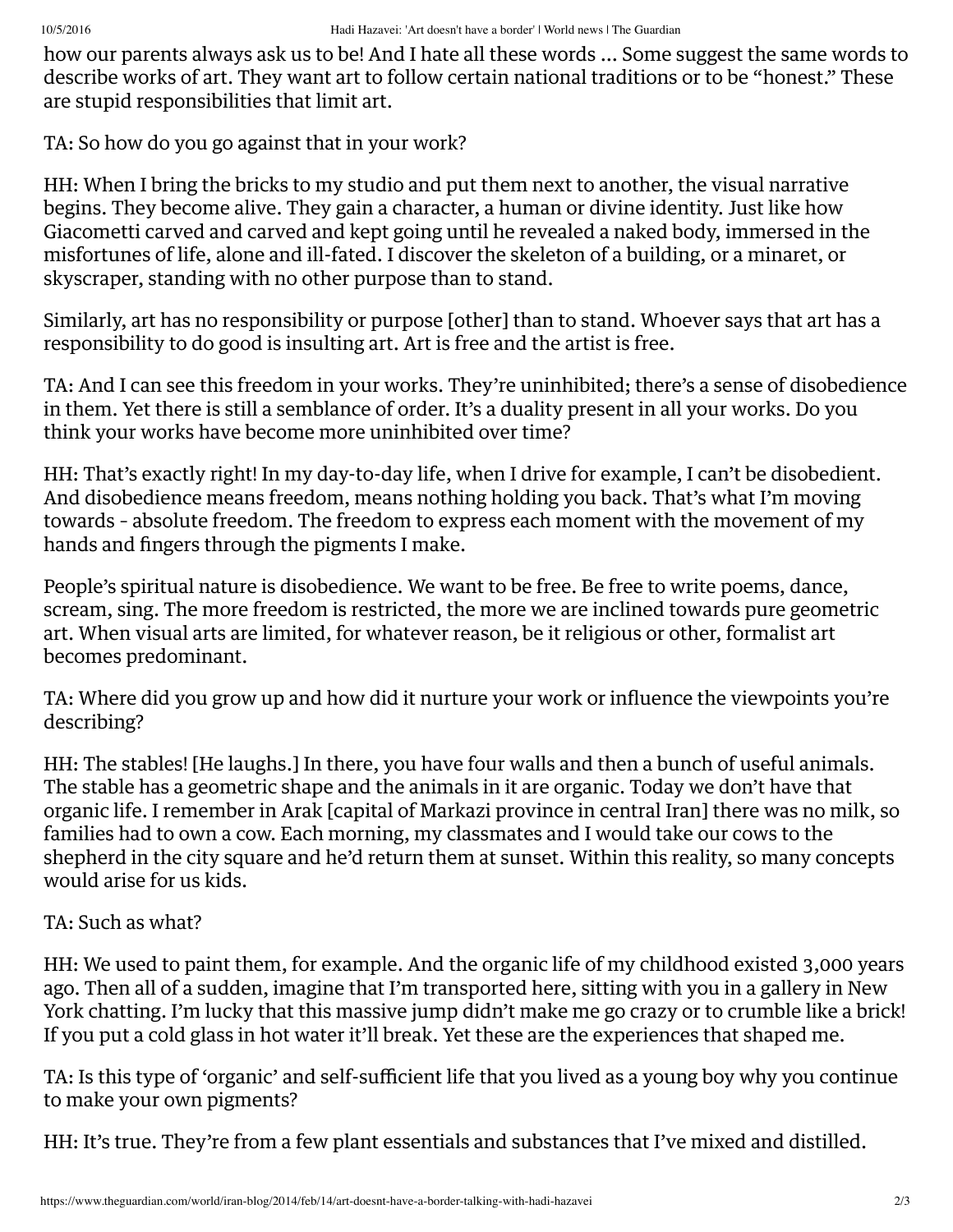how our parents always ask us to be! And I hate all these words ... Some suggest the same words to describe works of art. They want art to follow certain national traditions or to be "honest." These are stupid responsibilities that limit art.

TA: So how do you go against that in your work?

HH: When I bring the bricks to my studio and put them next to another, the visual narrative begins. They become alive. They gain a character, a human or divine identity. Just like how Giacometti carved and carved and kept going until he revealed a naked body, immersed in the misfortunes of life, alone and ill-fated. I discover the skeleton of a building, or a minaret, or skyscraper, standing with no other purpose than to stand.

Similarly, art has no responsibility or purpose [other] than to stand. Whoever says that art has a responsibility to do good is insulting art. Art is free and the artist is free.

TA: And I can see this freedom in your works. They're uninhibited; there's a sense of disobedience in them. Yet there is still a semblance of order. It's a duality present in all your works. Do you think your works have become more uninhibited over time?

HH: That's exactly right! In my day-to-day life, when I drive for example, I can't be disobedient. And disobedience means freedom, means nothing holding you back. That's what I'm moving towards - absolute freedom. The freedom to express each moment with the movement of my hands and fingers through the pigments I make.

People's spiritual nature is disobedience. We want to be free. Be free to write poems, dance, scream, sing. The more freedom is restricted, the more we are inclined towards pure geometric art. When visual arts are limited, for whatever reason, be it religious or other, formalist art becomes predominant.

TA: Where did you grow up and how did it nurture your work or influence the viewpoints you're describing?

HH: The stables! [He laughs.] In there, you have four walls and then a bunch of useful animals. The stable has a geometric shape and the animals in it are organic. Today we don't have that organic life. I remember in Arak [capital of Markazi province in central Iran] there was no milk, so families had to own a cow. Each morning, my classmates and I would take our cows to the shepherd in the city square and he'd return them at sunset. Within this reality, so many concepts would arise for us kids.

TA: Such as what?

HH: We used to paint them, for example. And the organic life of my childhood existed 3,000 years ago. Then all of a sudden, imagine that I'm transported here, sitting with you in a gallery in New York chatting. I'm lucky that this massive jump didn't make me go crazy or to crumble like a brick! If you put a cold glass in hot water it'll break. Yet these are the experiences that shaped me.

TA: Is this type of 'organic' and self-sufficient life that you lived as a young boy why you continue to make your own pigments?

HH: It's true. They're from a few plant essentials and substances that I've mixed and distilled.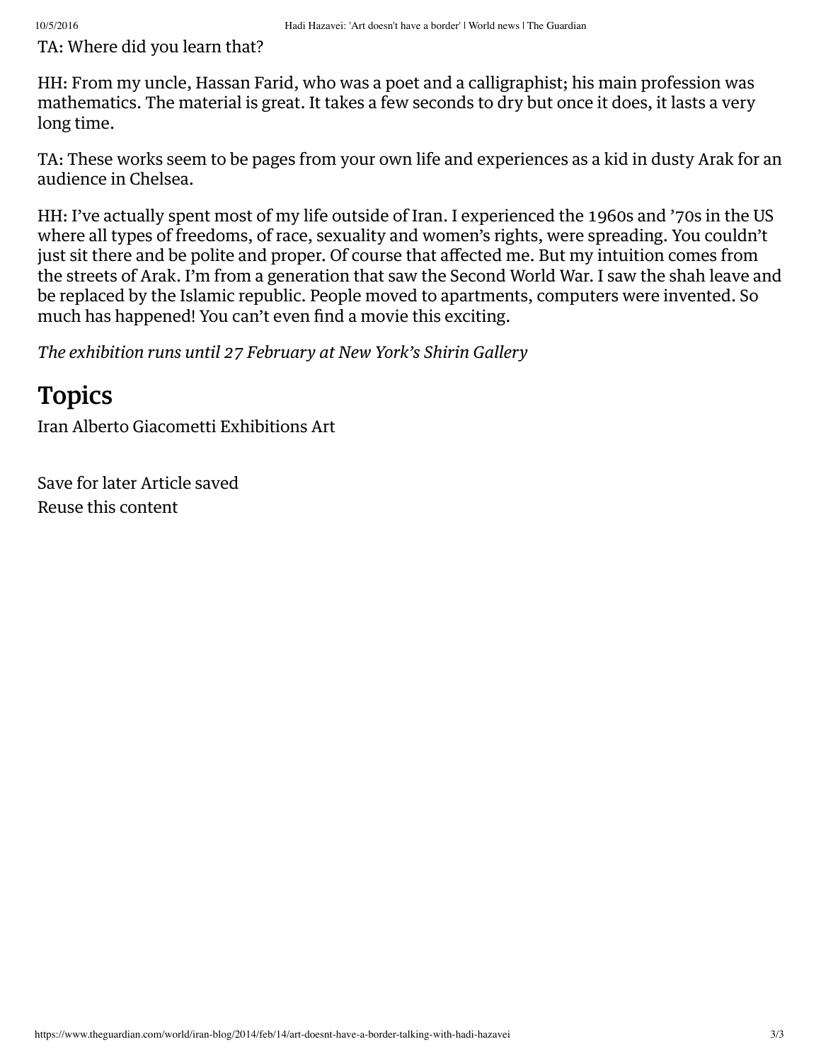TA: Where did you learn that?

HH: From my uncle, Hassan Farid, who was a poet and a calligraphist; his main profession was mathematics. The material is great. It takes a few seconds to dry but once it does, it lasts a very long time.

TA: These works seem to be pages from your own life and experiences as a kid in dusty Arak for an audience in Chelsea.

HH: I've actually spent most of my life outside of Iran. I experienced the 1960s and '70s in the US where all types of freedoms, of race, sexuality and women's rights, were spreading. You couldn't just sit there and be polite and proper. Of course that affected me. But my intuition comes from the streets of Arak. I'm from a generation that saw the Second World War. I saw the shah leave and be replaced by the Islamic republic. People moved to apartments, computers were invented. So much has happened! You can't even find a movie this exciting.

*The exhibition runs until 27 February at New York's Shirin Gallery*

## Topics

Iran Alberto Giacometti Exhibitions Art

Save for later Article saved

Reuse this content